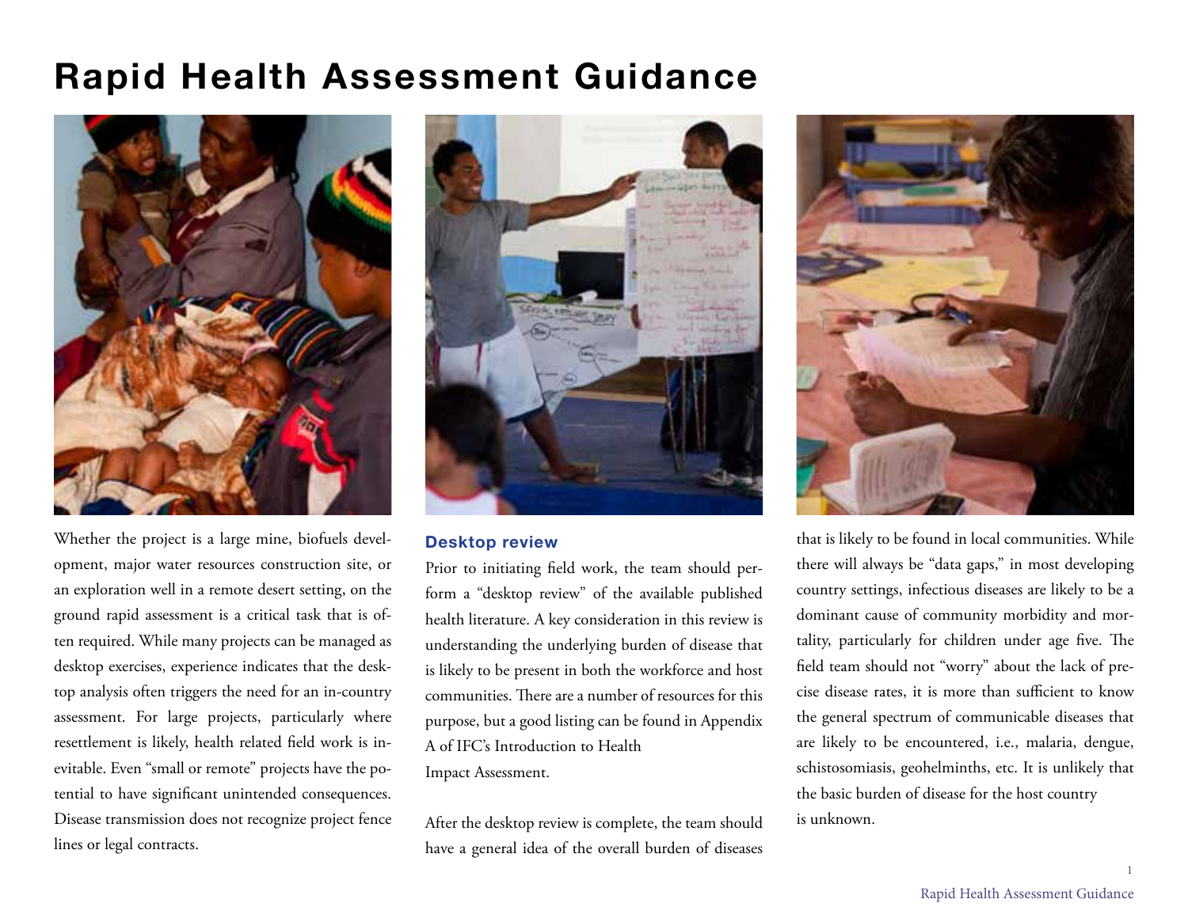# Rapid Health Assessment Guidance

Whether the project is a large mine, biofuels development, major water resources construction site, or an exploration well in a remote desert setting, on the ground rapid assessment is a critical task that is often required. While many projects can be managed as desktop exercises, experience indicates that the desktop analysis often triggers the need for an in-country assessment. For large projects, particularly where resettlement is likely, health related field work is inevitable. Even "small or remote" projects have the potential to have significant unintended consequences. Disease transmission does not recognize project fence lines or legal contracts.

### Desktop review

Prior to initiating field work, the team should perform a "desktop review" of the available published health literature. A key consideration in this review is understanding the underlying burden of disease that is likely to be present in both the workforce and host communities. There are a number of resources for this purpose, but a good listing can be found in Appendix A of IFC's Introduction to Health Impact Assessment.

After the desktop review is complete, the team should have a general idea of the overall burden of diseases that is likely to be found in local communities. While there will always be "data gaps," in most developing country settings, infectious diseases are likely to be a dominant cause of community morbidity and mortality, particularly for children under age five. The field team should not "worry" about the lack of precise disease rates, it is more than sufficient to know the general spectrum of communicable diseases that are likely to be encountered, i.e., malaria, dengue, schistosomiasis, geohelminths, etc. It is unlikely that the basic burden of disease for the host country is unknown.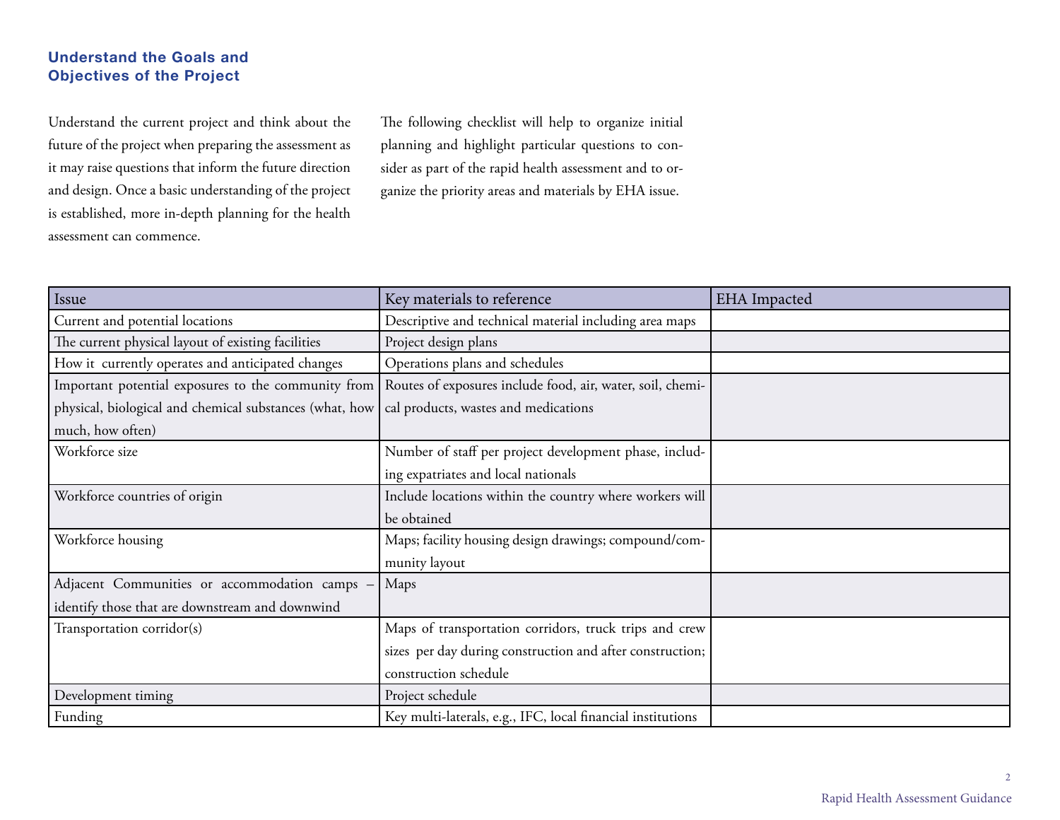## Understand the Goals and Objectives of the Project

Understand the current project and think about the future of the project when preparing the assessment as it may raise questions that inform the future direction and design. Once a basic understanding of the project is established, more in-depth planning for the health assessment can commence.

The following checklist will help to organize initial planning and highlight particular questions to consider as part of the rapid health assessment and to organize the priority areas and materials by EHA issue.

| Issue | Key materials to reference | EHA Impacted |
|---|---|---|
| Current and potential locations | Descriptive and technical material including area maps | |
| The current physical layout of existing facilities | Project design plans | |
| How it currently operates and anticipated changes | Operations plans and schedules | |
| Important potential exposures to the community from physical, biological and chemical substances (what, how much, how often) | Routes of exposures include food, air, water, soil, chemical products, wastes and medications | |
| Workforce size | Number of staff per project development phase, including expatriates and local nationals | |
| Workforce countries of origin | Include locations within the country where workers will be obtained | |
| Workforce housing | Maps; facility housing design drawings; compound/community layout | |
| Adjacent Communities or accommodation camps – identify those that are downstream and downwind | Maps | |
| Transportation corridor(s) | Maps of transportation corridors, truck trips and crew sizes per day during construction and after construction; construction schedule | |
| Development timing | Project schedule | |
| Funding | Key multi-laterals, e.g., IFC, local financial institutions | |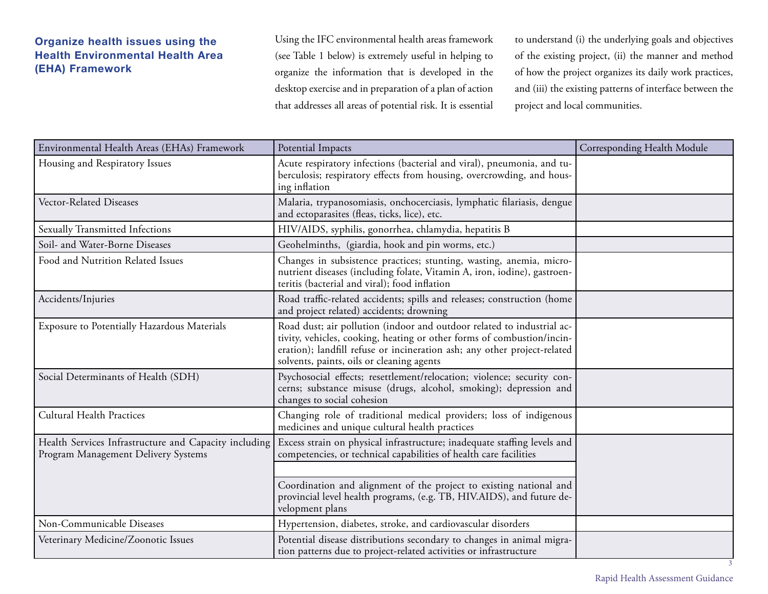## Organize health issues using the Health Environmental Health Area (EHA) Framework

Using the IFC environmental health areas framework (see Table 1 below) is extremely useful in helping to organize the information that is developed in the desktop exercise and in preparation of a plan of action that addresses all areas of potential risk. It is essential to understand (i) the underlying goals and objectives of the existing project, (ii) the manner and method of how the project organizes its daily work practices, and (iii) the existing patterns of interface between the project and local communities.

| Environmental Health Areas (EHAs) Framework | Potential Impacts | Corresponding Health Module |
|---|---|---|
| Housing and Respiratory Issues | Acute respiratory infections (bacterial and viral), pneumonia, and tuberculosis; respiratory effects from housing, overcrowding, and housing inflation | |
| Vector-Related Diseases | Malaria, trypanosomiasis, onchocerciasis, lymphatic filariasis, dengue and ectoparasites (fleas, ticks, lice), etc. | |
| Sexually Transmitted Infections | HIV/AIDS, syphilis, gonorrhea, chlamydia, hepatitis B | |
| Soil- and Water-Borne Diseases | Geohelminths, (giardia, hook and pin worms, etc.) | |
| Food and Nutrition Related Issues | Changes in subsistence practices; stunting, wasting, anemia, micronutrient diseases (including folate, Vitamin A, iron, iodine), gastroenteritis (bacterial and viral); food inflation | |
| Accidents/Injuries | Road traffic-related accidents; spills and releases; construction (home and project related) accidents; drowning | |
| Exposure to Potentially Hazardous Materials | Road dust; air pollution (indoor and outdoor related to industrial activity, vehicles, cooking, heating or other forms of combustion/incineration); landfill refuse or incineration ash; any other project-related solvents, paints, oils or cleaning agents | |
| Social Determinants of Health (SDH) | Psychosocial effects; resettlement/relocation; violence; security concerns; substance misuse (drugs, alcohol, smoking); depression and changes to social cohesion | |
| Cultural Health Practices | Changing role of traditional medical providers; loss of indigenous medicines and unique cultural health practices | |
| Health Services Infrastructure and Capacity including Program Management Delivery Systems | Excess strain on physical infrastructure; inadequate staffing levels and competencies, or technical capabilities of health care facilities | |
| | | |
| | Coordination and alignment of the project to existing national and provincial level health programs, (e.g. TB, HIV.AIDS), and future development plans | |
| Non-Communicable Diseases | Hypertension, diabetes, stroke, and cardiovascular disorders | |
| Veterinary Medicine/Zoonotic Issues | Potential disease distributions secondary to changes in animal migration patterns due to project-related activities or infrastructure | |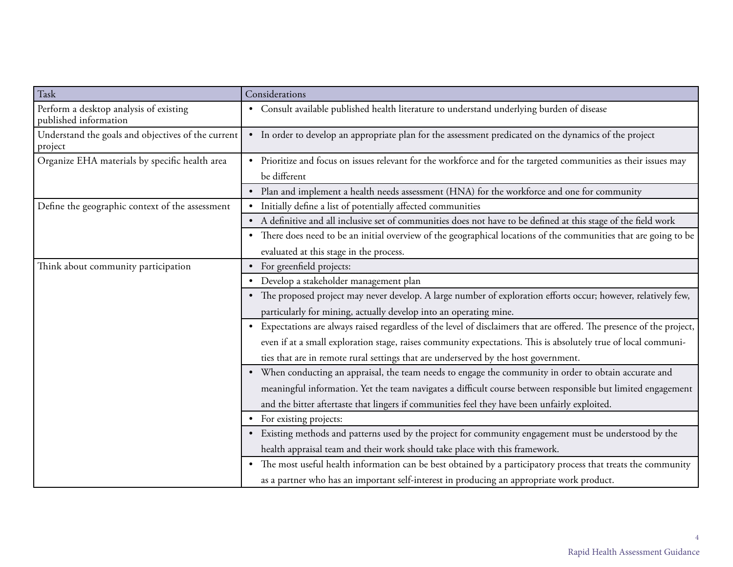| Task | Considerations |
| --- | --- |
| Perform a desktop analysis of existing published information | • Consult available published health literature to understand underlying burden of disease |
| Understand the goals and objectives of the current project | • In order to develop an appropriate plan for the assessment predicated on the dynamics of the project |
| Organize EHA materials by specific health area | • Prioritize and focus on issues relevant for the workforce and for the targeted communities as their issues may be different |
| | • Plan and implement a health needs assessment (HNA) for the workforce and one for community |
| Define the geographic context of the assessment | • Initially define a list of potentially affected communities |
| | • A definitive and all inclusive set of communities does not have to be defined at this stage of the field work |
| | • There does need to be an initial overview of the geographical locations of the communities that are going to be evaluated at this stage in the process. |
| Think about community participation | • For greenfield projects: |
| | • Develop a stakeholder management plan |
| | • The proposed project may never develop. A large number of exploration efforts occur; however, relatively few, particularly for mining, actually develop into an operating mine. |
| | • Expectations are always raised regardless of the level of disclaimers that are offered. The presence of the project, even if at a small exploration stage, raises community expectations. This is absolutely true of local communities that are in remote rural settings that are underserved by the host government. |
| | • When conducting an appraisal, the team needs to engage the community in order to obtain accurate and meaningful information. Yet the team navigates a difficult course between responsible but limited engagement and the bitter aftertaste that lingers if communities feel they have been unfairly exploited. |
| | • For existing projects: |
| | • Existing methods and patterns used by the project for community engagement must be understood by the health appraisal team and their work should take place with this framework. |
| | • The most useful health information can be best obtained by a participatory process that treats the community as a partner who has an important self-interest in producing an appropriate work product. |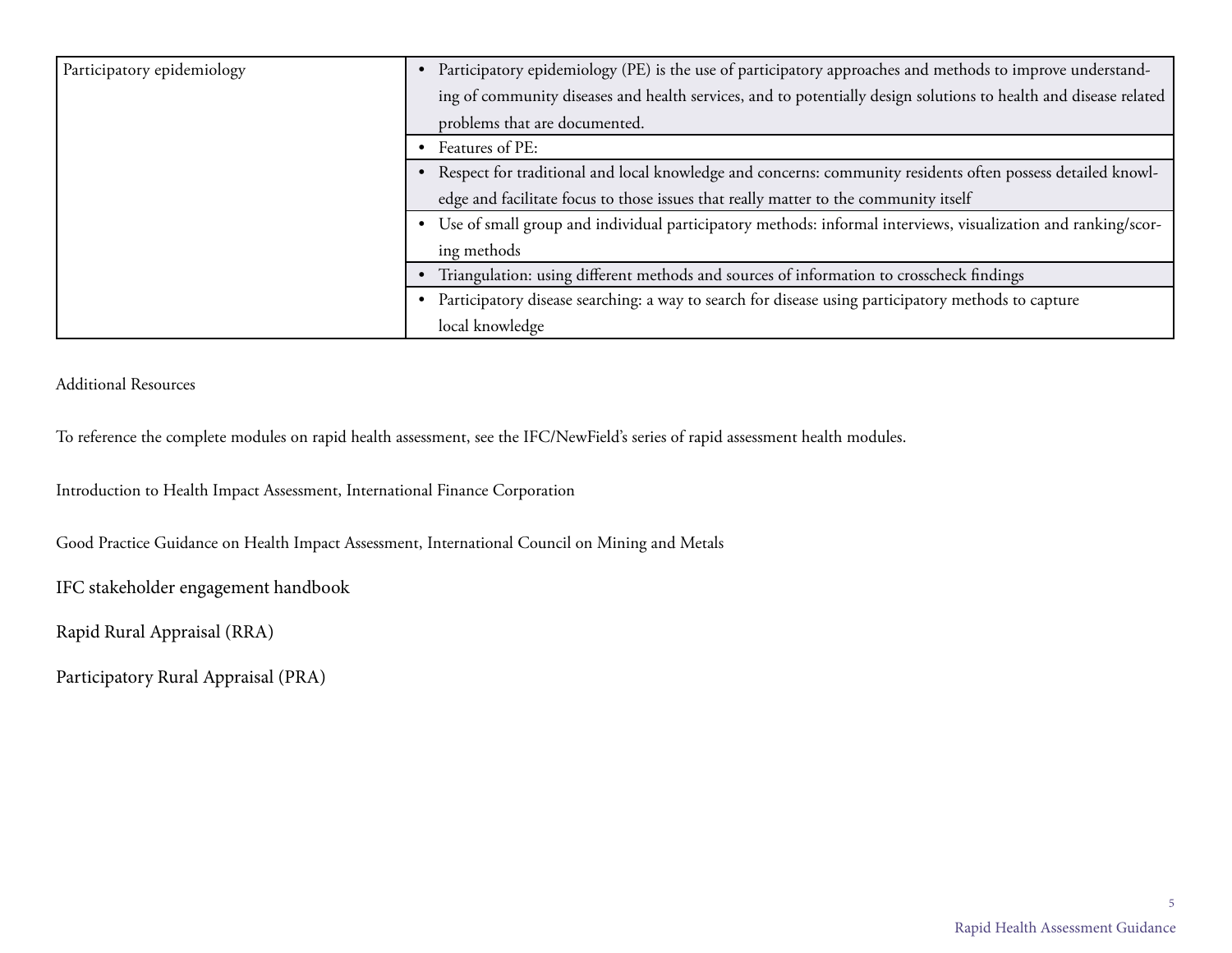| | |
|---|---|
| Participatory epidemiology | • Participatory epidemiology (PE) is the use of participatory approaches and methods to improve understanding of community diseases and health services, and to potentially design solutions to health and disease related problems that are documented. |
| | • Features of PE: |
| | • Respect for traditional and local knowledge and concerns: community residents often possess detailed knowledge and facilitate focus to those issues that really matter to the community itself |
| | • Use of small group and individual participatory methods: informal interviews, visualization and ranking/scoring methods |
| | • Triangulation: using different methods and sources of information to crosscheck findings |
| | • Participatory disease searching: a way to search for disease using participatory methods to capture local knowledge |

Additional Resources

To reference the complete modules on rapid health assessment, see the IFC/NewField's series of rapid assessment health modules.

Introduction to Health Impact Assessment, International Finance Corporation

Good Practice Guidance on Health Impact Assessment, International Council on Mining and Metals

IFC stakeholder engagement handbook

Rapid Rural Appraisal (RRA)

Participatory Rural Appraisal (PRA)